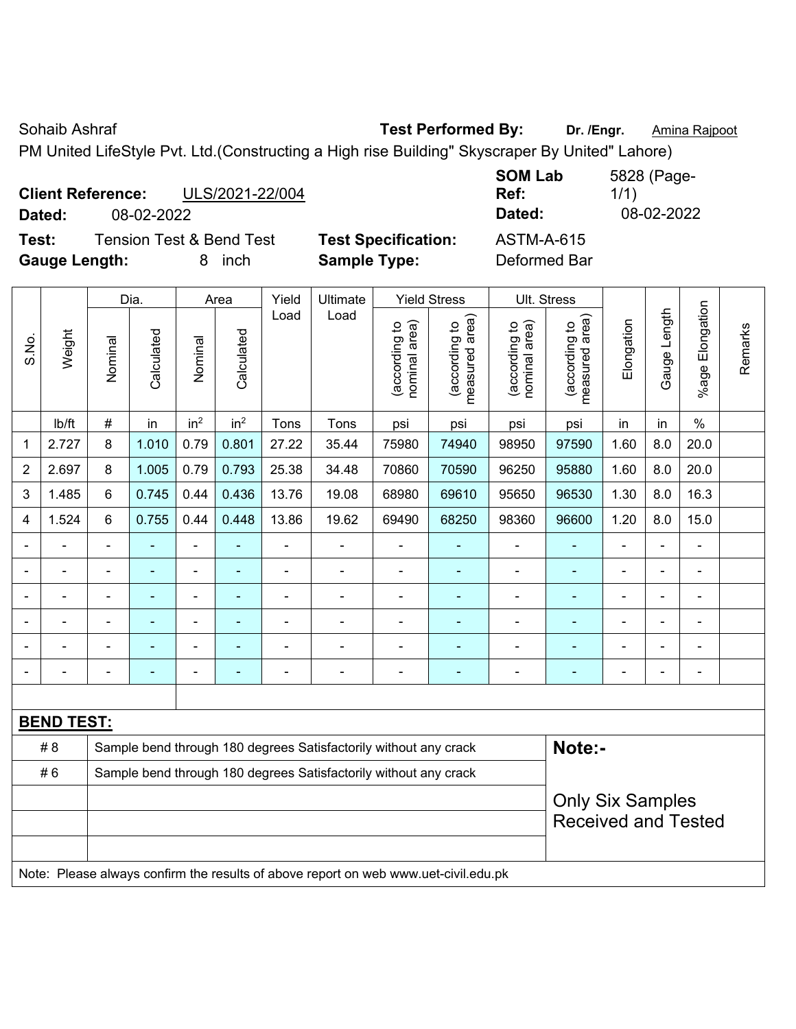Sohaib Ashraf **Test Performed By:** **Dr. /Engr.** Amina Rajpoot

PM United LifeStyle Pvt. Ltd.(Constructing a High rise Building" Skyscraper By United" Lahore)

**Client Reference:** ULS/2021-22/004 **SOM Lab Ref:** 5828 (Page-1/1)

**Dated:** 08-02-2022 **Dated:** 08-02-2022

**Test:** Tension Test & Bend Test **Test Specification:** ASTM-A-615

**Gauge Length:** 8 inch **Sample Type:** Deformed Bar

| S.No. | Weight | Dia. | | Area | | Yield Load | Ultimate Load | Yield Stress | | Ult. Stress | | Elongation | Gauge Length | %age Elongation | Remarks |
|---|---|---|---|---|---|---|---|---|---|---|---|---|---|---|---|
| | | Nominal | Calculated | Nominal | Calculated | | | (according to nominal area) | (according to measured area) | (according to nominal area) | (according to measured area) | | | | |
| | lb/ft | # | in | in$^2$ | in$^2$ | Tons | Tons | psi | psi | psi | psi | in | in | % | |
| 1 | 2.727 | 8 | 1.010 | 0.79 | 0.801 | 27.22 | 35.44 | 75980 | 74940 | 98950 | 97590 | 1.60 | 8.0 | 20.0 | |
| 2 | 2.697 | 8 | 1.005 | 0.79 | 0.793 | 25.38 | 34.48 | 70860 | 70590 | 96250 | 95880 | 1.60 | 8.0 | 20.0 | |
| 3 | 1.485 | 6 | 0.745 | 0.44 | 0.436 | 13.76 | 19.08 | 68980 | 69610 | 95650 | 96530 | 1.30 | 8.0 | 16.3 | |
| 4 | 1.524 | 6 | 0.755 | 0.44 | 0.448 | 13.86 | 19.62 | 69490 | 68250 | 98360 | 96600 | 1.20 | 8.0 | 15.0 | |
| - | - | - | - | - | - | - | - | - | - | - | - | - | - | - | |
| - | - | - | - | - | - | - | - | - | - | - | - | - | - | - | |
| - | - | - | - | - | - | - | - | - | - | - | - | - | - | - | |
| - | - | - | - | - | - | - | - | - | - | - | - | - | - | - | |
| - | - | - | - | - | - | - | - | - | - | - | - | - | - | - | |
| - | - | - | - | - | - | - | - | - | - | - | - | - | - | - | |

**BEND TEST:**

| | | |
|---|---|---|
| # 8 | Sample bend through 180 degrees Satisfactorily without any crack | **Note:-** |
| # 6 | Sample bend through 180 degrees Satisfactorily without any crack | Only Six Samples Received and Tested |

Note: Please always confirm the results of above report on web www.uet-civil.edu.pk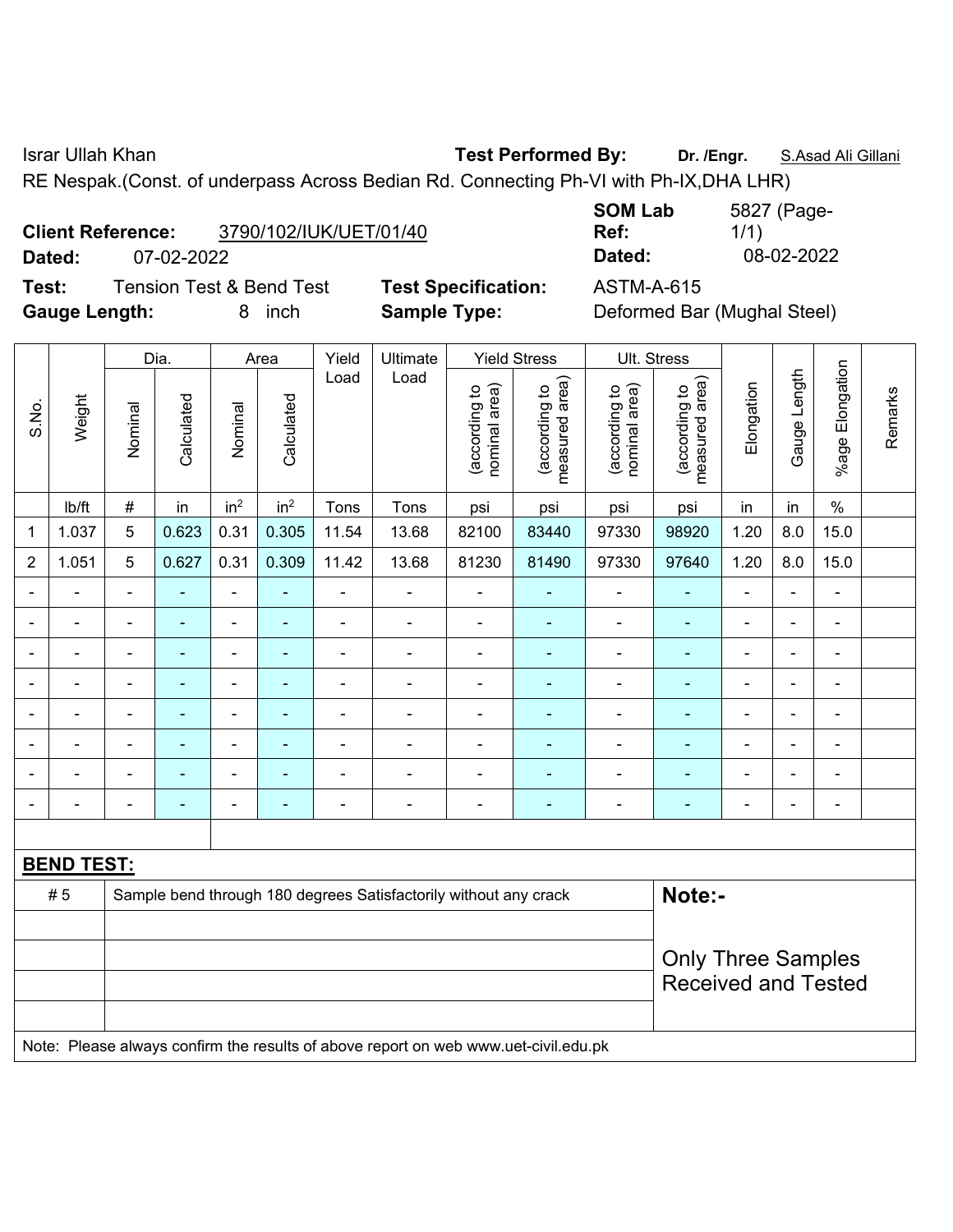Israr Ullah Khan **Test Performed By:** **Dr. /Engr.** S.Asad Ali Gillani

RE Nespak.(Const. of underpass Across Bedian Rd. Connecting Ph-VI with Ph-IX,DHA LHR)

**Client Reference:** 3790/102/IUK/UET/01/40 **SOM Lab Ref:** 5827 (Page-1/1)

**Dated:** 07-02-2022 **Dated:** 08-02-2022

**Test:** Tension Test & Bend Test **Test Specification:** ASTM-A-615

**Gauge Length:** 8 inch **Sample Type:** Deformed Bar (Mughal Steel)

| S.No. | Weight | Dia. | | Area | | Yield Load | Ultimate Load | Yield Stress | | Ult. Stress | | Elongation | Gauge Length | %age Elongation | Remarks |
|---|---|---|---|---|---|---|---|---|---|---|---|---|---|---|---|
| | | Nominal | Calculated | Nominal | Calculated | | | (according to nominal area) | (according to measured area) | (according to nominal area) | (according to measured area) | | | | |
| | lb/ft | # | in | $in^2$ | $in^2$ | Tons | Tons | psi | psi | psi | psi | in | in | % | |
| 1 | 1.037 | 5 | 0.623 | 0.31 | 0.305 | 11.54 | 13.68 | 82100 | 83440 | 97330 | 98920 | 1.20 | 8.0 | 15.0 | |
| 2 | 1.051 | 5 | 0.627 | 0.31 | 0.309 | 11.42 | 13.68 | 81230 | 81490 | 97330 | 97640 | 1.20 | 8.0 | 15.0 | |
| - | - | - | - | - | - | - | - | - | - | - | - | - | - | - | |
| - | - | - | - | - | - | - | - | - | - | - | - | - | - | - | |
| - | - | - | - | - | - | - | - | - | - | - | - | - | - | - | |
| - | - | - | - | - | - | - | - | - | - | - | - | - | - | - | |
| - | - | - | - | - | - | - | - | - | - | - | - | - | - | - | |
| - | - | - | - | - | - | - | - | - | - | - | - | - | - | - | |
| - | - | - | - | - | - | - | - | - | - | - | - | - | - | - | |
| - | - | - | - | - | - | - | - | - | - | - | - | - | - | - | |

**BEND TEST:**

| | | |
|---|---|---|
| # 5 | Sample bend through 180 degrees Satisfactorily without any crack | **Note:-** Only Three Samples Received and Tested |

Note: Please always confirm the results of above report on web www.uet-civil.edu.pk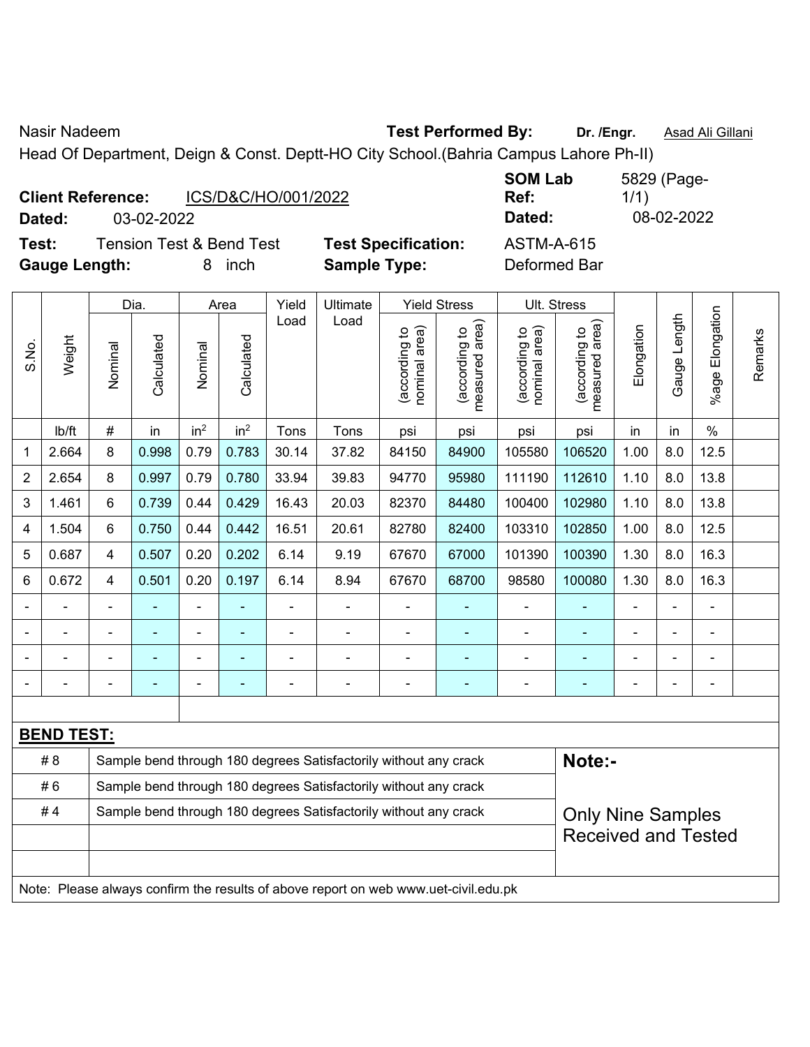Nasir Nadeem

**Test Performed By:** **Dr. /Engr.** Asad Ali Gillani

Head Of Department, Deign & Const. Deptt-HO City School.(Bahria Campus Lahore Ph-II)

**Client Reference:** ICS/D&C/HO/001/2022

**Dated:** 03-02-2022

**SOM Lab Ref:** 5829 (Page-1/1)

**Dated:** 08-02-2022

**Test:** Tension Test & Bend Test

**Test Specification:** ASTM-A-615

**Gauge Length:** 8 inch

**Sample Type:** Deformed Bar

| S.No. | Weight | Dia. | | Area | | Yield Load | Ultimate Load | Yield Stress | | Ult. Stress | | Elongation | Gauge Length | %age Elongation | Remarks |
|---|---|---|---|---|---|---|---|---|---|---|---|---|---|---|---|
| | | Nominal | Calculated | Nominal | Calculated | | | (according to nominal area) | (according to measured area) | (according to nominal area) | (according to measured area) | | | | |
| | lb/ft | # | in | in² | in² | Tons | Tons | psi | psi | psi | psi | in | in | % | |
| 1 | 2.664 | 8 | 0.998 | 0.79 | 0.783 | 30.14 | 37.82 | 84150 | 84900 | 105580 | 106520 | 1.00 | 8.0 | 12.5 | |
| 2 | 2.654 | 8 | 0.997 | 0.79 | 0.780 | 33.94 | 39.83 | 94770 | 95980 | 111190 | 112610 | 1.10 | 8.0 | 13.8 | |
| 3 | 1.461 | 6 | 0.739 | 0.44 | 0.429 | 16.43 | 20.03 | 82370 | 84480 | 100400 | 102980 | 1.10 | 8.0 | 13.8 | |
| 4 | 1.504 | 6 | 0.750 | 0.44 | 0.442 | 16.51 | 20.61 | 82780 | 82400 | 103310 | 102850 | 1.00 | 8.0 | 12.5 | |
| 5 | 0.687 | 4 | 0.507 | 0.20 | 0.202 | 6.14 | 9.19 | 67670 | 67000 | 101390 | 100390 | 1.30 | 8.0 | 16.3 | |
| 6 | 0.672 | 4 | 0.501 | 0.20 | 0.197 | 6.14 | 8.94 | 67670 | 68700 | 98580 | 100080 | 1.30 | 8.0 | 16.3 | |
| - | - | - | - | - | - | - | - | - | - | - | - | - | - | - | |
| - | - | - | - | - | - | - | - | - | - | - | - | - | - | - | |
| - | - | - | - | - | - | - | - | - | - | - | - | - | - | - | |
| - | - | - | - | - | - | - | - | - | - | - | - | - | - | - | |

**BEND TEST:**

| | | |
|---|---|---|
| # 8 | Sample bend through 180 degrees Satisfactorily without any crack | **Note:-** |
| # 6 | Sample bend through 180 degrees Satisfactorily without any crack | |
| # 4 | Sample bend through 180 degrees Satisfactorily without any crack | Only Nine Samples Received and Tested |

Note: Please always confirm the results of above report on web www.uet-civil.edu.pk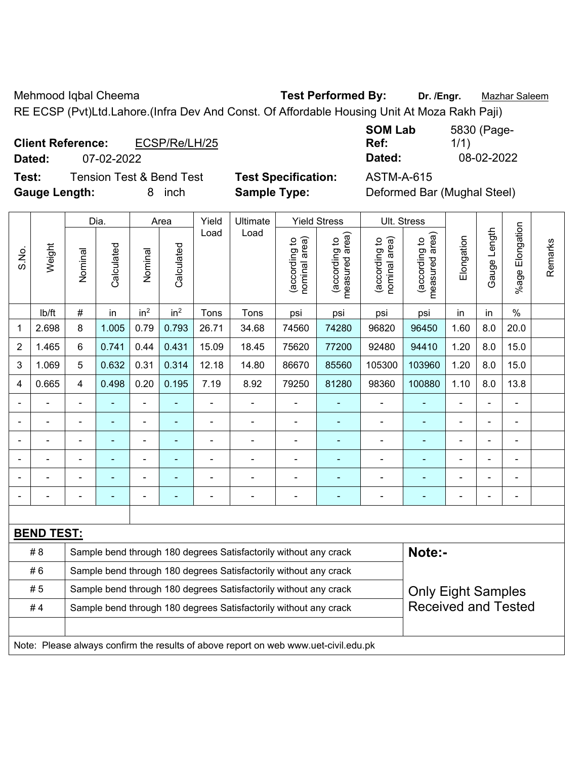Mehmood Iqbal Cheema **Test Performed By:** **Dr. /Engr.** Mazhar Saleem

RE ECSP (Pvt)Ltd.Lahore.(Infra Dev And Const. Of Affordable Housing Unit At Moza Rakh Paji)

**Client Reference:** ECSP/Re/LH/25 **SOM Lab Ref:** 5830 (Page-1/1)

**Dated:** 07-02-2022 **Dated:** 08-02-2022

**Test:** Tension Test & Bend Test **Test Specification:** ASTM-A-615

**Gauge Length:** 8 inch **Sample Type:** Deformed Bar (Mughal Steel)

| S.No. | Weight | Dia. | | Area | | Yield Load | Ultimate Load | Yield Stress | | Ult. Stress | | Elongation | Gauge Length | %age Elongation | Remarks |
|---|---|---|---|---|---|---|---|---|---|---|---|---|---|---|---|
| | | Nominal | Calculated | Nominal | Calculated | | | (according to nominal area) | (according to measured area) | (according to nominal area) | (according to measured area) | | | | |
| | lb/ft | # | in | $in^2$ | $in^2$ | Tons | Tons | psi | psi | psi | psi | in | in | % | |
| 1 | 2.698 | 8 | 1.005 | 0.79 | 0.793 | 26.71 | 34.68 | 74560 | 74280 | 96820 | 96450 | 1.60 | 8.0 | 20.0 | |
| 2 | 1.465 | 6 | 0.741 | 0.44 | 0.431 | 15.09 | 18.45 | 75620 | 77200 | 92480 | 94410 | 1.20 | 8.0 | 15.0 | |
| 3 | 1.069 | 5 | 0.632 | 0.31 | 0.314 | 12.18 | 14.80 | 86670 | 85560 | 105300 | 103960 | 1.20 | 8.0 | 15.0 | |
| 4 | 0.665 | 4 | 0.498 | 0.20 | 0.195 | 7.19 | 8.92 | 79250 | 81280 | 98360 | 100880 | 1.10 | 8.0 | 13.8 | |
| - | - | - | - | - | - | - | - | - | - | - | - | - | - | - | |
| - | - | - | - | - | - | - | - | - | - | - | - | - | - | - | |
| - | - | - | - | - | - | - | - | - | - | - | - | - | - | - | |
| - | - | - | - | - | - | - | - | - | - | - | - | - | - | - | |
| - | - | - | - | - | - | - | - | - | - | - | - | - | - | - | |
| - | - | - | - | - | - | - | - | - | - | - | - | - | - | - | |

**BEND TEST:**

| | | |
|---|---|---|
| # 8 | Sample bend through 180 degrees Satisfactorily without any crack | **Note:-** |
| # 6 | Sample bend through 180 degrees Satisfactorily without any crack | |
| # 5 | Sample bend through 180 degrees Satisfactorily without any crack | Only Eight Samples Received and Tested |
| # 4 | Sample bend through 180 degrees Satisfactorily without any crack | |

Note: Please always confirm the results of above report on web www.uet-civil.edu.pk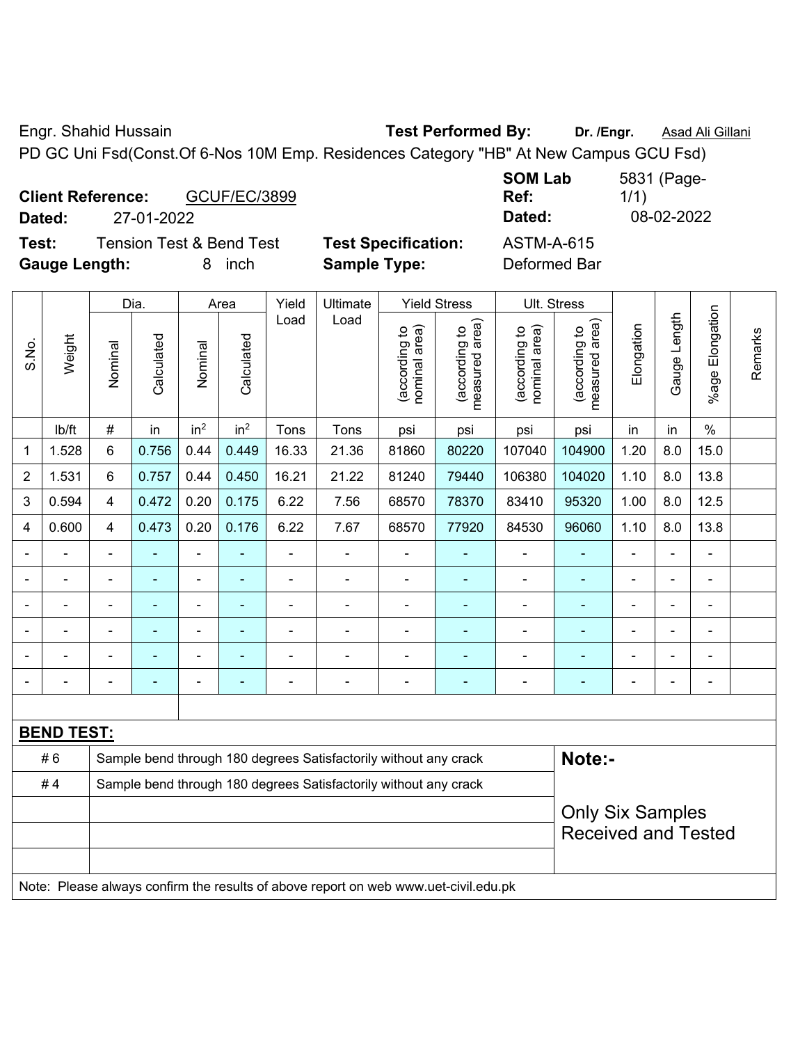Engr. Shahid Hussain **Test Performed By:** **Dr. /Engr.** Asad Ali Gillani

PD GC Uni Fsd(Const.Of 6-Nos 10M Emp. Residences Category "HB" At New Campus GCU Fsd)

**Client Reference:** GCUF/EC/3899 **SOM Lab Ref:** 5831 (Page-1/1)

**Dated:** 27-01-2022 **Dated:** 08-02-2022

**Test:** Tension Test & Bend Test **Test Specification:** ASTM-A-615

**Gauge Length:** 8 inch **Sample Type:** Deformed Bar

| S.No. | Weight | Dia. | | Area | | Yield Load | Ultimate Load | Yield Stress | | Ult. Stress | | Elongation | Gauge Length | %age Elongation | Remarks |
|---|---|---|---|---|---|---|---|---|---|---|---|---|---|---|---|
| | | Nominal | Calculated | Nominal | Calculated | | | (according to nominal area) | (according to measured area) | (according to nominal area) | (according to measured area) | | | | |
| | lb/ft | # | in | in$^2$ | in$^2$ | Tons | Tons | psi | psi | psi | psi | in | in | % | |
| 1 | 1.528 | 6 | 0.756 | 0.44 | 0.449 | 16.33 | 21.36 | 81860 | 80220 | 107040 | 104900 | 1.20 | 8.0 | 15.0 | |
| 2 | 1.531 | 6 | 0.757 | 0.44 | 0.450 | 16.21 | 21.22 | 81240 | 79440 | 106380 | 104020 | 1.10 | 8.0 | 13.8 | |
| 3 | 0.594 | 4 | 0.472 | 0.20 | 0.175 | 6.22 | 7.56 | 68570 | 78370 | 83410 | 95320 | 1.00 | 8.0 | 12.5 | |
| 4 | 0.600 | 4 | 0.473 | 0.20 | 0.176 | 6.22 | 7.67 | 68570 | 77920 | 84530 | 96060 | 1.10 | 8.0 | 13.8 | |
| - | - | - | - | - | - | - | - | - | - | - | - | - | - | - | |
| - | - | - | - | - | - | - | - | - | - | - | - | - | - | - | |
| - | - | - | - | - | - | - | - | - | - | - | - | - | - | - | |
| - | - | - | - | - | - | - | - | - | - | - | - | - | - | - | |
| - | - | - | - | - | - | - | - | - | - | - | - | - | - | - | |
| - | - | - | - | - | - | - | - | - | - | - | - | - | - | - | |

**BEND TEST:**

| | | |
|---|---|---|
| # 6 | Sample bend through 180 degrees Satisfactorily without any crack | **Note:-** |
| # 4 | Sample bend through 180 degrees Satisfactorily without any crack | |
| | | Only Six Samples Received and Tested |

Note: Please always confirm the results of above report on web www.uet-civil.edu.pk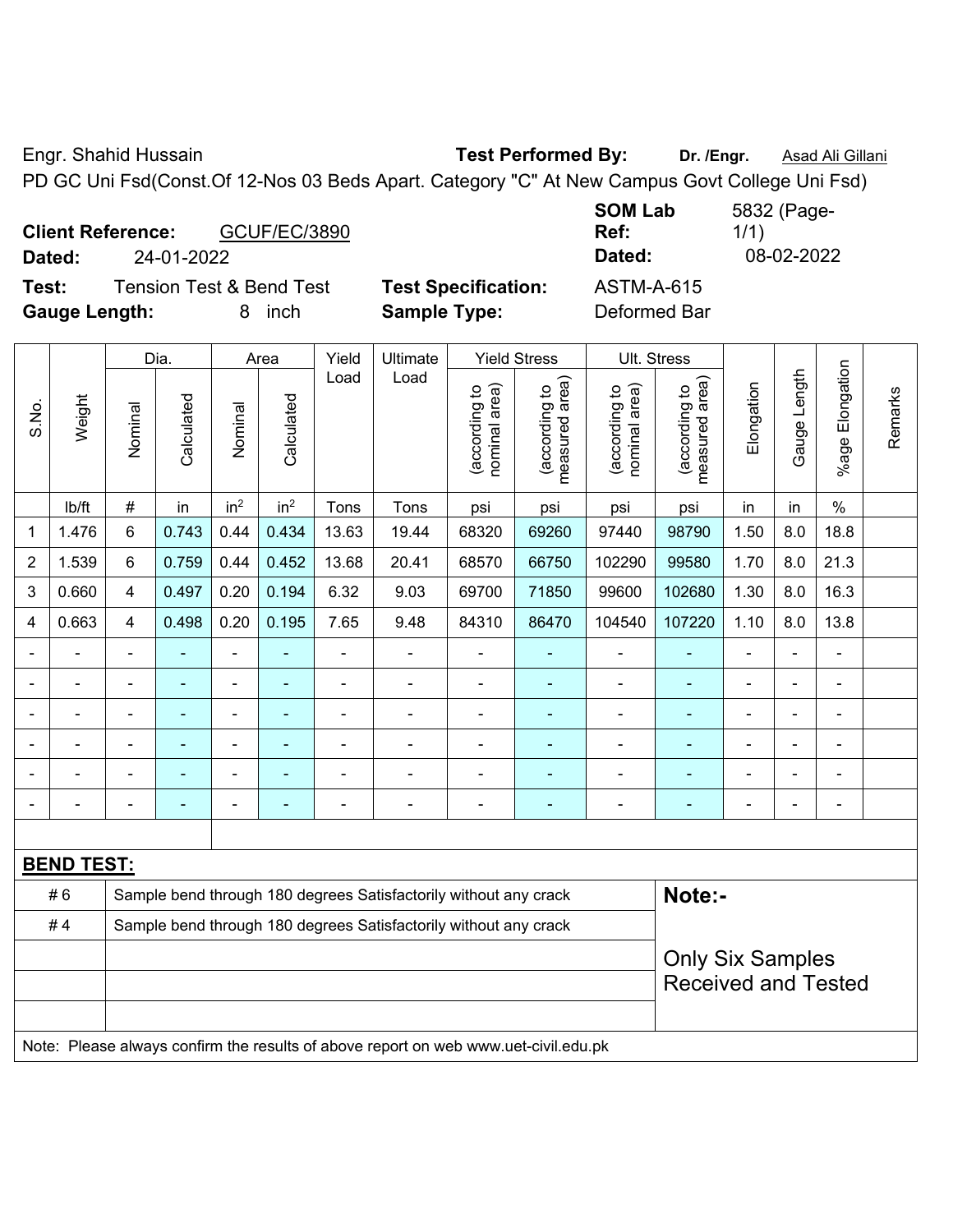Engr. Shahid Hussain **Test Performed By:** **Dr. /Engr.** Asad Ali Gillani

PD GC Uni Fsd(Const.Of 12-Nos 03 Beds Apart. Category "C" At New Campus Govt College Uni Fsd)

**Client Reference:** GCUF/EC/3890 **SOM Lab Ref:** 5832 (Page-1/1)

**Dated:** 24-01-2022 **Dated:** 08-02-2022

**Test:** Tension Test & Bend Test **Test Specification:** ASTM-A-615

**Gauge Length:** 8 inch **Sample Type:** Deformed Bar

| S.No. | Weight | Dia. | | Area | | Yield Load | Ultimate Load | Yield Stress | | Ult. Stress | | Elongation | Gauge Length | %age Elongation | Remarks |
|---|---|---|---|---|---|---|---|---|---|---|---|---|---|---|---|
| | | Nominal | Calculated | Nominal | Calculated | | | (according to nominal area) | (according to measured area) | (according to nominal area) | (according to measured area) | | | | |
| | lb/ft | # | in | in$^2$ | in$^2$ | Tons | Tons | psi | psi | psi | psi | in | in | % | |
| 1 | 1.476 | 6 | 0.743 | 0.44 | 0.434 | 13.63 | 19.44 | 68320 | 69260 | 97440 | 98790 | 1.50 | 8.0 | 18.8 | |
| 2 | 1.539 | 6 | 0.759 | 0.44 | 0.452 | 13.68 | 20.41 | 68570 | 66750 | 102290 | 99580 | 1.70 | 8.0 | 21.3 | |
| 3 | 0.660 | 4 | 0.497 | 0.20 | 0.194 | 6.32 | 9.03 | 69700 | 71850 | 99600 | 102680 | 1.30 | 8.0 | 16.3 | |
| 4 | 0.663 | 4 | 0.498 | 0.20 | 0.195 | 7.65 | 9.48 | 84310 | 86470 | 104540 | 107220 | 1.10 | 8.0 | 13.8 | |
| - | - | - | - | - | - | - | - | - | - | - | - | - | - | - | |
| - | - | - | - | - | - | - | - | - | - | - | - | - | - | - | |
| - | - | - | - | - | - | - | - | - | - | - | - | - | - | - | |
| - | - | - | - | - | - | - | - | - | - | - | - | - | - | - | |
| - | - | - | - | - | - | - | - | - | - | - | - | - | - | - | |
| - | - | - | - | - | - | - | - | - | - | - | - | - | - | - | |

**BEND TEST:**

| | | |
|---|---|---|
| # 6 | Sample bend through 180 degrees Satisfactorily without any crack | **Note:-** |
| # 4 | Sample bend through 180 degrees Satisfactorily without any crack | Only Six Samples Received and Tested |

Note: Please always confirm the results of above report on web www.uet-civil.edu.pk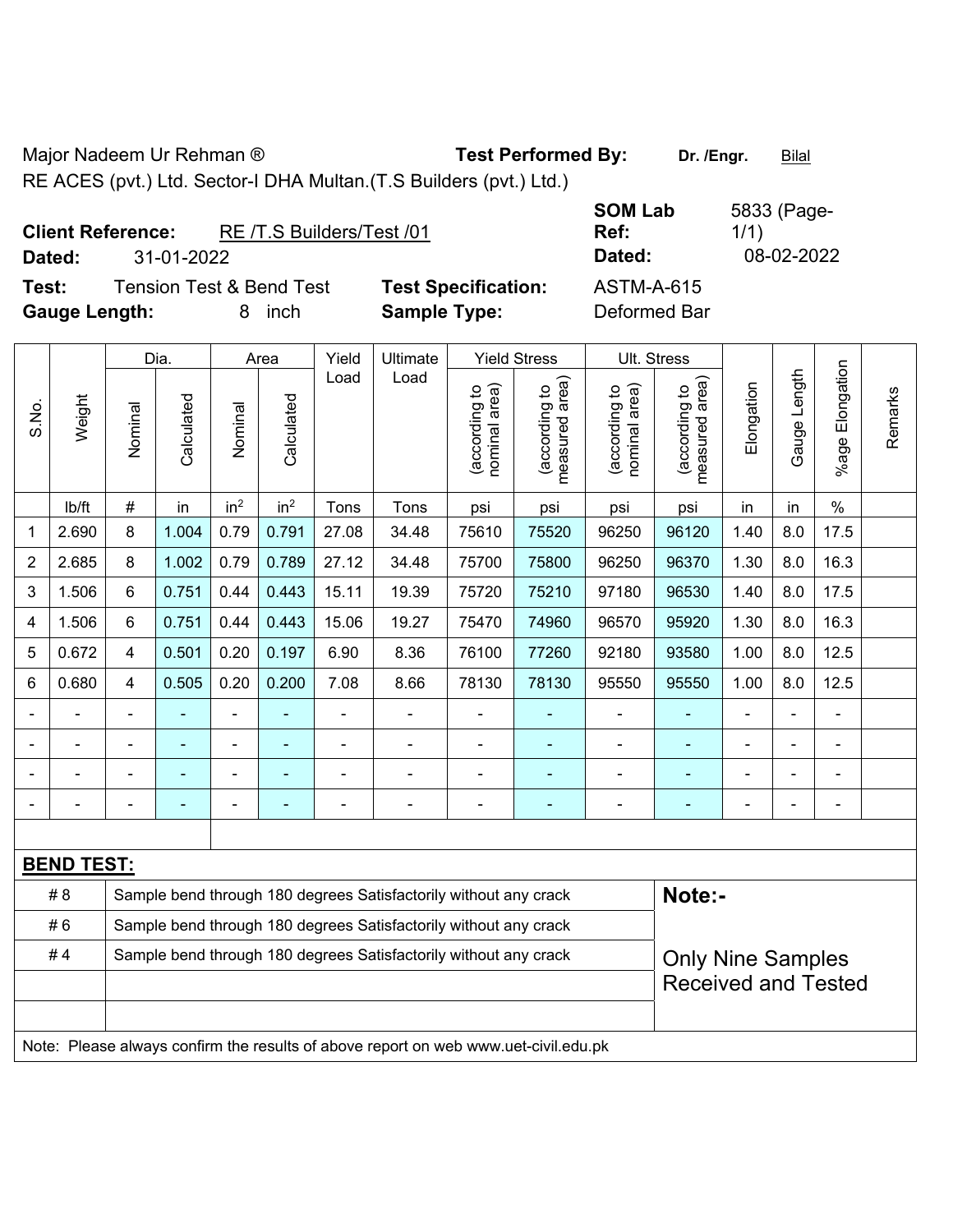Major Nadeem Ur Rehman ® **Test Performed By:** **Dr. /Engr.** Bilal

RE ACES (pvt.) Ltd. Sector-I DHA Multan.(T.S Builders (pvt.) Ltd.)

**Client Reference:** RE /T.S Builders/Test /01

**Dated:** 31-01-2022

**SOM Lab Ref:** 5833 (Page-1/1)

**Dated:** 08-02-2022

**Test:** Tension Test & Bend Test

**Test Specification:** ASTM-A-615

**Gauge Length:** 8 inch

**Sample Type:** Deformed Bar

| S.No. | Weight | Dia. | | Area | | Yield Load | Ultimate Load | Yield Stress | | Ult. Stress | | Elongation | Gauge Length | %age Elongation | Remarks |
|---|---|---|---|---|---|---|---|---|---|---|---|---|---|---|---|
| | | Nominal | Calculated | Nominal | Calculated | | | (according to nominal area) | (according to measured area) | (according to nominal area) | (according to measured area) | | | | |
| | lb/ft | # | in | in² | in² | Tons | Tons | psi | psi | psi | psi | in | in | % | |
| 1 | 2.690 | 8 | 1.004 | 0.79 | 0.791 | 27.08 | 34.48 | 75610 | 75520 | 96250 | 96120 | 1.40 | 8.0 | 17.5 | |
| 2 | 2.685 | 8 | 1.002 | 0.79 | 0.789 | 27.12 | 34.48 | 75700 | 75800 | 96250 | 96370 | 1.30 | 8.0 | 16.3 | |
| 3 | 1.506 | 6 | 0.751 | 0.44 | 0.443 | 15.11 | 19.39 | 75720 | 75210 | 97180 | 96530 | 1.40 | 8.0 | 17.5 | |
| 4 | 1.506 | 6 | 0.751 | 0.44 | 0.443 | 15.06 | 19.27 | 75470 | 74960 | 96570 | 95920 | 1.30 | 8.0 | 16.3 | |
| 5 | 0.672 | 4 | 0.501 | 0.20 | 0.197 | 6.90 | 8.36 | 76100 | 77260 | 92180 | 93580 | 1.00 | 8.0 | 12.5 | |
| 6 | 0.680 | 4 | 0.505 | 0.20 | 0.200 | 7.08 | 8.66 | 78130 | 78130 | 95550 | 95550 | 1.00 | 8.0 | 12.5 | |
| - | - | - | - | - | - | - | - | - | - | - | - | - | - | - | |
| - | - | - | - | - | - | - | - | - | - | - | - | - | - | - | |
| - | - | - | - | - | - | - | - | - | - | - | - | - | - | - | |
| - | - | - | - | - | - | - | - | - | - | - | - | - | - | - | |

**BEND TEST:**

| | | |
|---|---|---|
| # 8 | Sample bend through 180 degrees Satisfactorily without any crack | **Note:-** |
| # 6 | Sample bend through 180 degrees Satisfactorily without any crack | |
| # 4 | Sample bend through 180 degrees Satisfactorily without any crack | Only Nine Samples Received and Tested |
| | | |
| | | |

Note: Please always confirm the results of above report on web www.uet-civil.edu.pk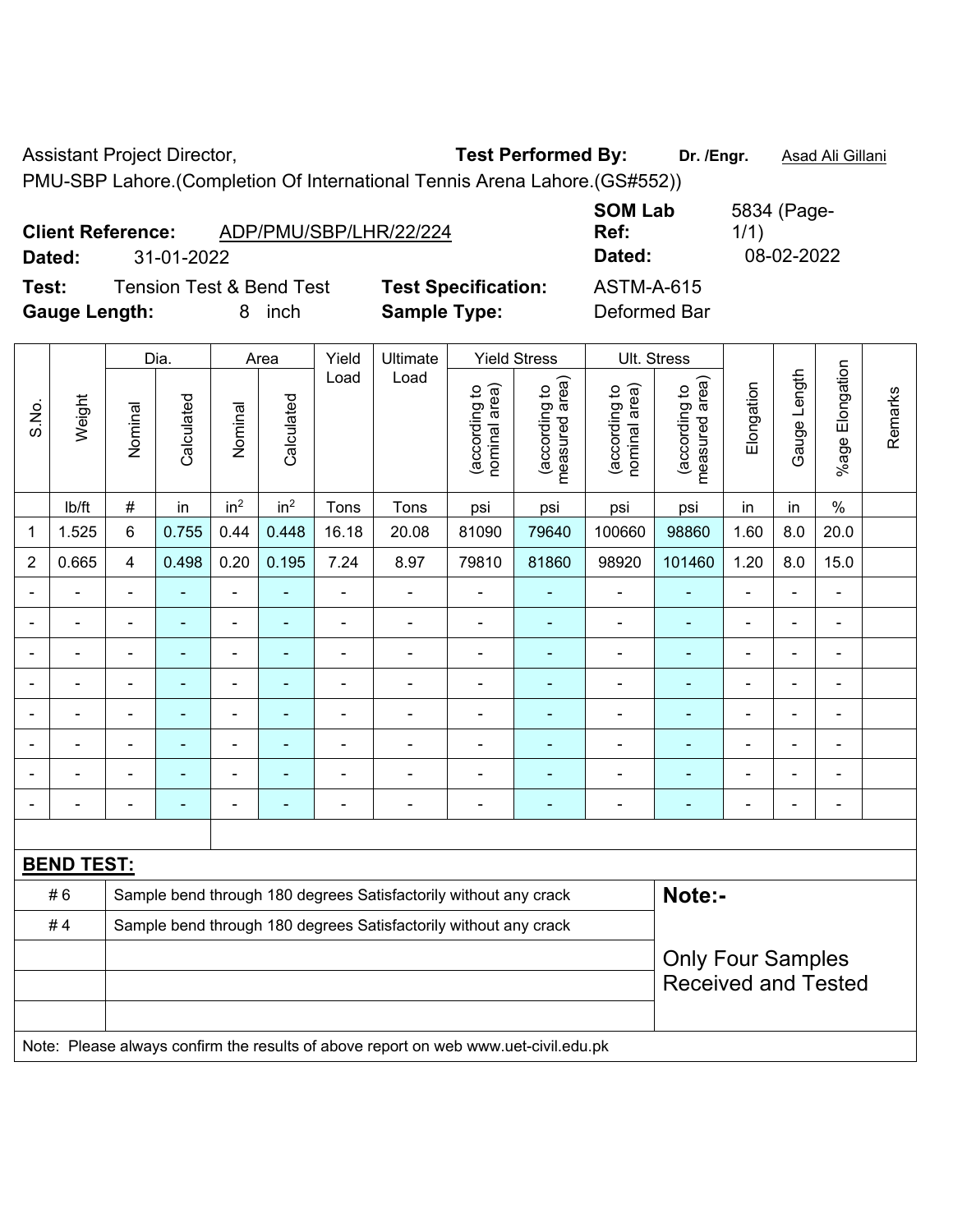Assistant Project Director, **Test Performed By:** **Dr. /Engr.** Asad Ali Gillani

PMU-SBP Lahore.(Completion Of International Tennis Arena Lahore.(GS#552))

**Client Reference:** ADP/PMU/SBP/LHR/22/224 **SOM Lab Ref:** 5834 (Page-1/1)

**Dated:** 31-01-2022 **Dated:** 08-02-2022

**Test:** Tension Test & Bend Test **Test Specification:** ASTM-A-615

**Gauge Length:** 8 inch **Sample Type:** Deformed Bar

| S.No. | Weight | Dia. | | Area | | Yield Load | Ultimate Load | Yield Stress | | Ult. Stress | | Elongation | Gauge Length | %age Elongation | Remarks |
|---|---|---|---|---|---|---|---|---|---|---|---|---|---|---|---|
| | | Nominal | Calculated | Nominal | Calculated | | | (according to nominal area) | (according to measured area) | (according to nominal area) | (according to measured area) | | | | |
| | lb/ft | # | in | in$^2$ | in$^2$ | Tons | Tons | psi | psi | psi | psi | in | in | % | |
| 1 | 1.525 | 6 | 0.755 | 0.44 | 0.448 | 16.18 | 20.08 | 81090 | 79640 | 100660 | 98860 | 1.60 | 8.0 | 20.0 | |
| 2 | 0.665 | 4 | 0.498 | 0.20 | 0.195 | 7.24 | 8.97 | 79810 | 81860 | 98920 | 101460 | 1.20 | 8.0 | 15.0 | |
| - | - | - | - | - | - | - | - | - | - | - | - | - | - | - | |
| - | - | - | - | - | - | - | - | - | - | - | - | - | - | - | |
| - | - | - | - | - | - | - | - | - | - | - | - | - | - | - | |
| - | - | - | - | - | - | - | - | - | - | - | - | - | - | - | |
| - | - | - | - | - | - | - | - | - | - | - | - | - | - | - | |
| - | - | - | - | - | - | - | - | - | - | - | - | - | - | - | |
| - | - | - | - | - | - | - | - | - | - | - | - | - | - | - | |
| - | - | - | - | - | - | - | - | - | - | - | - | - | - | - | |

**BEND TEST:**

| | | |
|---|---|---|
| # 6 | Sample bend through 180 degrees Satisfactorily without any crack | **Note:-** |
| # 4 | Sample bend through 180 degrees Satisfactorily without any crack | Only Four Samples Received and Tested |
| | | |
| | | |
| | | |

Note: Please always confirm the results of above report on web www.uet-civil.edu.pk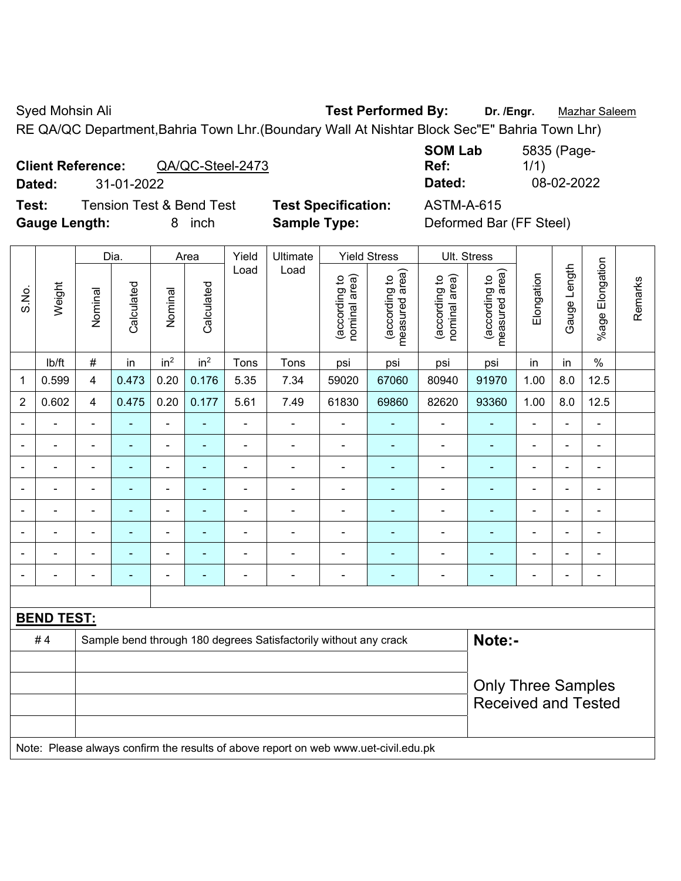Syed Mohsin Ali **Test Performed By:** **Dr. /Engr.** Mazhar Saleem

RE QA/QC Department,Bahria Town Lhr.(Boundary Wall At Nishtar Block Sec"E" Bahria Town Lhr)

**Client Reference:** QA/QC-Steel-2473 **SOM Lab Ref:** 5835 (Page-1/1)

**Dated:** 31-01-2022 **Dated:** 08-02-2022

**Test:** Tension Test & Bend Test **Test Specification:** ASTM-A-615

**Gauge Length:** 8 inch **Sample Type:** Deformed Bar (FF Steel)

| S.No. | Weight | Dia. | | Area | | Yield Load | Ultimate Load | Yield Stress | | Ult. Stress | | Elongation | Gauge Length | %age Elongation | Remarks |
|---|---|---|---|---|---|---|---|---|---|---|---|---|---|---|---|
| | | Nominal | Calculated | Nominal | Calculated | | | (according to nominal area) | (according to measured area) | (according to nominal area) | (according to measured area) | | | | |
| | lb/ft | # | in | in² | in² | Tons | Tons | psi | psi | psi | psi | in | in | % | |
| 1 | 0.599 | 4 | 0.473 | 0.20 | 0.176 | 5.35 | 7.34 | 59020 | 67060 | 80940 | 91970 | 1.00 | 8.0 | 12.5 | |
| 2 | 0.602 | 4 | 0.475 | 0.20 | 0.177 | 5.61 | 7.49 | 61830 | 69860 | 82620 | 93360 | 1.00 | 8.0 | 12.5 | |
| - | - | - | - | - | - | - | - | - | - | - | - | - | - | - | |
| - | - | - | - | - | - | - | - | - | - | - | - | - | - | - | |
| - | - | - | - | - | - | - | - | - | - | - | - | - | - | - | |
| - | - | - | - | - | - | - | - | - | - | - | - | - | - | - | |
| - | - | - | - | - | - | - | - | - | - | - | - | - | - | - | |
| - | - | - | - | - | - | - | - | - | - | - | - | - | - | - | |
| - | - | - | - | - | - | - | - | - | - | - | - | - | - | - | |
| - | - | - | - | - | - | - | - | - | - | - | - | - | - | - | |

**BEND TEST:**

| | | |
|---|---|---|
| # 4 | Sample bend through 180 degrees Satisfactorily without any crack | **Note:-** Only Three Samples Received and Tested |

Note: Please always confirm the results of above report on web www.uet-civil.edu.pk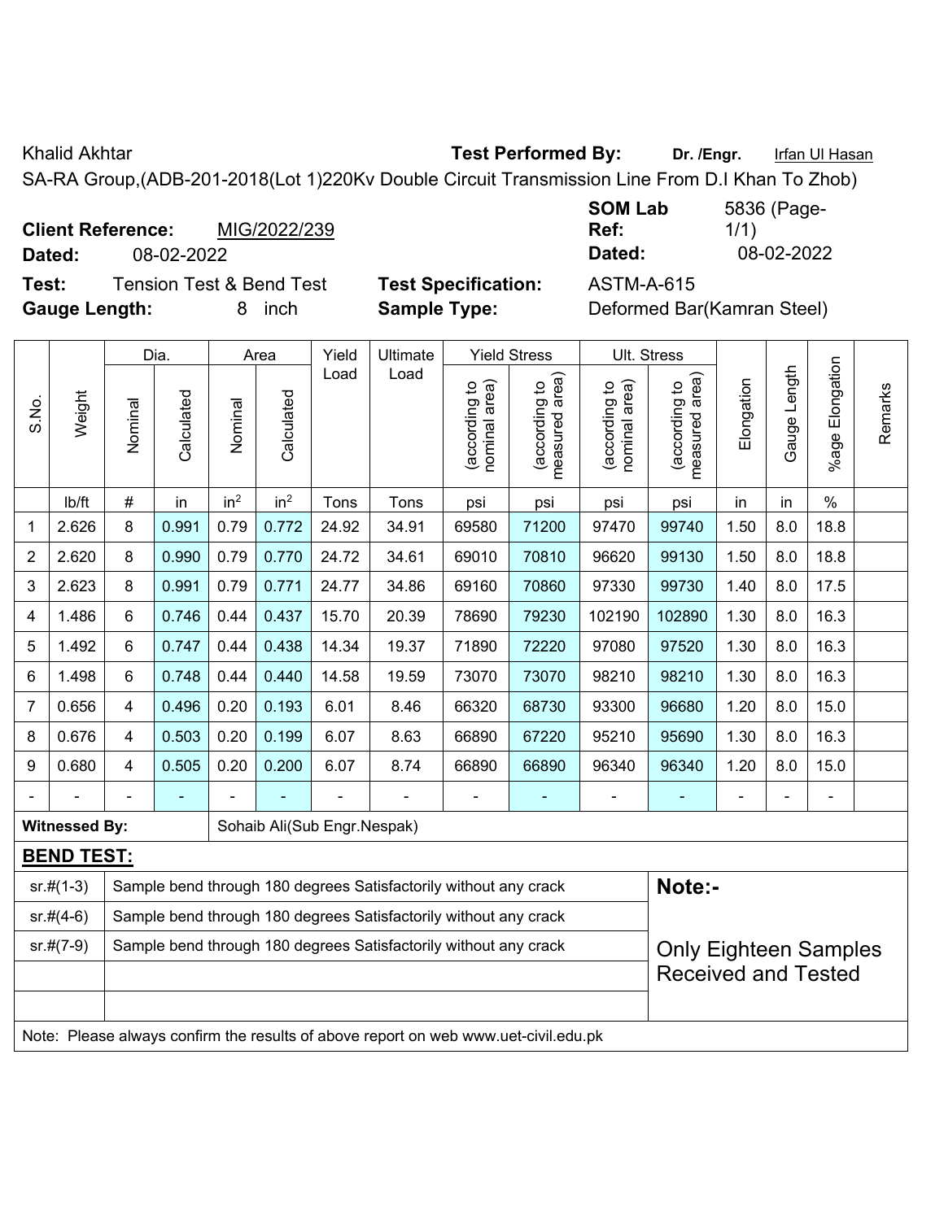Khalid Akhtar **Test Performed By:** **Dr. /Engr.** Irfan Ul Hasan

SA-RA Group,(ADB-201-2018(Lot 1)220Kv Double Circuit Transmission Line From D.I Khan To Zhob)

**Client Reference:** MIG/2022/239 **SOM Lab Ref:** 5836 (Page- 1/1)

**Dated:** 08-02-2022 **Dated:** 08-02-2022

**Test:** Tension Test & Bend Test **Test Specification:** ASTM-A-615

**Gauge Length:** 8 inch **Sample Type:** Deformed Bar(Kamran Steel)

| S.No. | Weight | Dia. | | Area | | Yield Load | Ultimate Load | Yield Stress | | Ult. Stress | | Elongation | Gauge Length | %age Elongation | Remarks |
|---|---|---|---|---|---|---|---|---|---|---|---|---|---|---|---|
| | | Nominal | Calculated | Nominal | Calculated | | | (according to nominal area) | (according to measured area) | (according to nominal area) | (according to measured area) | | | | |
| | lb/ft | # | in | in² | in² | Tons | Tons | psi | psi | psi | psi | in | in | % | |
| 1 | 2.626 | 8 | 0.991 | 0.79 | 0.772 | 24.92 | 34.91 | 69580 | 71200 | 97470 | 99740 | 1.50 | 8.0 | 18.8 | |
| 2 | 2.620 | 8 | 0.990 | 0.79 | 0.770 | 24.72 | 34.61 | 69010 | 70810 | 96620 | 99130 | 1.50 | 8.0 | 18.8 | |
| 3 | 2.623 | 8 | 0.991 | 0.79 | 0.771 | 24.77 | 34.86 | 69160 | 70860 | 97330 | 99730 | 1.40 | 8.0 | 17.5 | |
| 4 | 1.486 | 6 | 0.746 | 0.44 | 0.437 | 15.70 | 20.39 | 78690 | 79230 | 102190 | 102890 | 1.30 | 8.0 | 16.3 | |
| 5 | 1.492 | 6 | 0.747 | 0.44 | 0.438 | 14.34 | 19.37 | 71890 | 72220 | 97080 | 97520 | 1.30 | 8.0 | 16.3 | |
| 6 | 1.498 | 6 | 0.748 | 0.44 | 0.440 | 14.58 | 19.59 | 73070 | 73070 | 98210 | 98210 | 1.30 | 8.0 | 16.3 | |
| 7 | 0.656 | 4 | 0.496 | 0.20 | 0.193 | 6.01 | 8.46 | 66320 | 68730 | 93300 | 96680 | 1.20 | 8.0 | 15.0 | |
| 8 | 0.676 | 4 | 0.503 | 0.20 | 0.199 | 6.07 | 8.63 | 66890 | 67220 | 95210 | 95690 | 1.30 | 8.0 | 16.3 | |
| 9 | 0.680 | 4 | 0.505 | 0.20 | 0.200 | 6.07 | 8.74 | 66890 | 66890 | 96340 | 96340 | 1.20 | 8.0 | 15.0 | |
| - | - | - | - | - | - | - | - | - | - | - | - | - | - | - | |

**Witnessed By:** Sohaib Ali(Sub Engr.Nespak)

**BEND TEST:**

| | | |
|---|---|---|
| sr.#(1-3) | Sample bend through 180 degrees Satisfactorily without any crack | **Note:-** |
| sr.#(4-6) | Sample bend through 180 degrees Satisfactorily without any crack | |
| sr.#(7-9) | Sample bend through 180 degrees Satisfactorily without any crack | Only Eighteen Samples Received and Tested |

Note: Please always confirm the results of above report on web www.uet-civil.edu.pk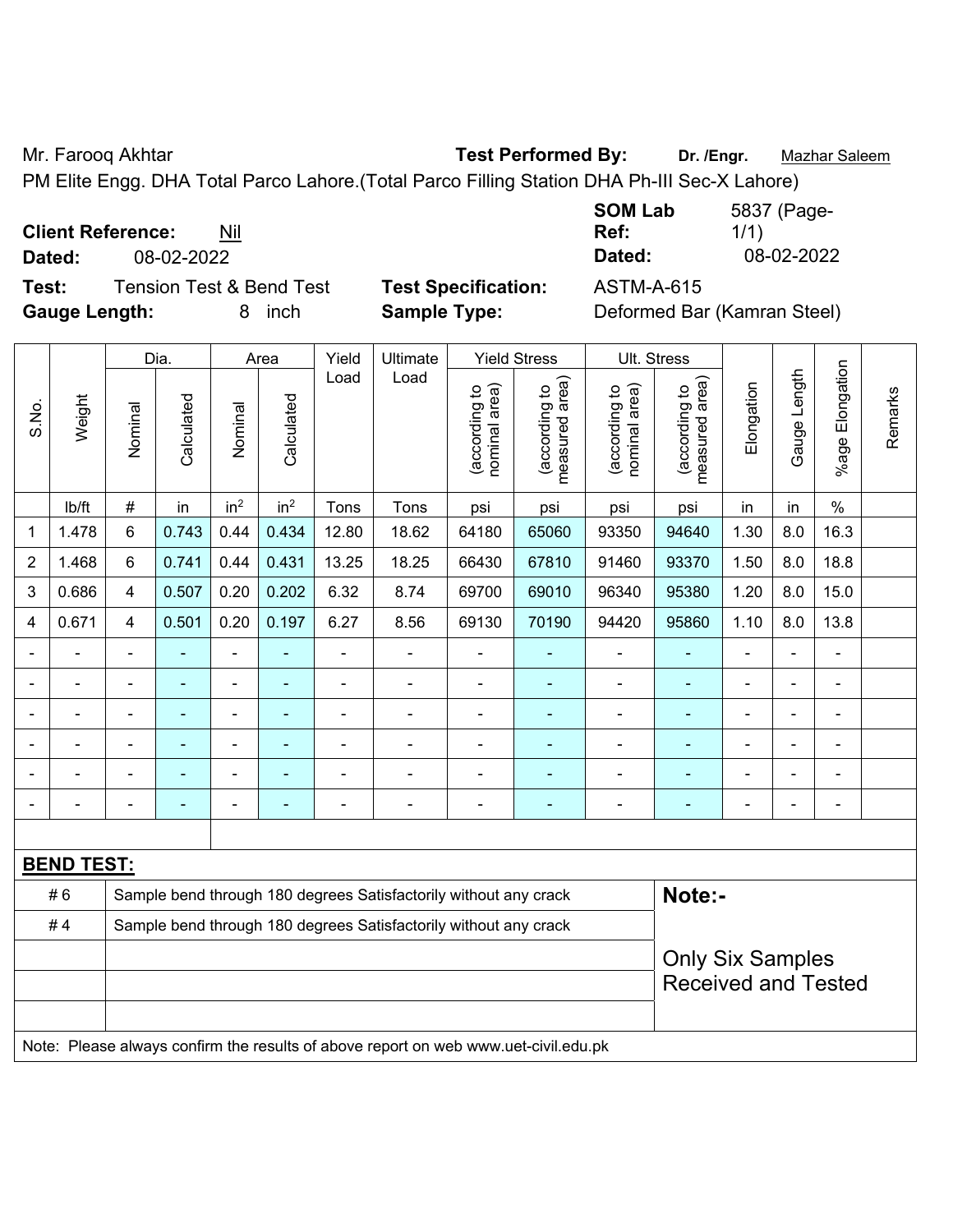Mr. Farooq Akhtar **Test Performed By:** **Dr. /Engr.** Mazhar Saleem

PM Elite Engg. DHA Total Parco Lahore.(Total Parco Filling Station DHA Ph-III Sec-X Lahore)

**Client Reference:** Nil **SOM Lab Ref:** 5837 (Page-1/1)

**Dated:** 08-02-2022 **Dated:** 08-02-2022

**Test:** Tension Test & Bend Test **Test Specification:** ASTM-A-615

**Gauge Length:** 8 inch **Sample Type:** Deformed Bar (Kamran Steel)

| S.No. | Weight | Dia. | | Area | | Yield Load | Ultimate Load | Yield Stress | | Ult. Stress | | Elongation | Gauge Length | %age Elongation | Remarks |
|---|---|---|---|---|---|---|---|---|---|---|---|---|---|---|---|
| | | Nominal | Calculated | Nominal | Calculated | | | (according to nominal area) | (according to measured area) | (according to nominal area) | (according to measured area) | | | | |
| | lb/ft | # | in | in² | in² | Tons | Tons | psi | psi | psi | psi | in | in | % | |
| 1 | 1.478 | 6 | 0.743 | 0.44 | 0.434 | 12.80 | 18.62 | 64180 | 65060 | 93350 | 94640 | 1.30 | 8.0 | 16.3 | |
| 2 | 1.468 | 6 | 0.741 | 0.44 | 0.431 | 13.25 | 18.25 | 66430 | 67810 | 91460 | 93370 | 1.50 | 8.0 | 18.8 | |
| 3 | 0.686 | 4 | 0.507 | 0.20 | 0.202 | 6.32 | 8.74 | 69700 | 69010 | 96340 | 95380 | 1.20 | 8.0 | 15.0 | |
| 4 | 0.671 | 4 | 0.501 | 0.20 | 0.197 | 6.27 | 8.56 | 69130 | 70190 | 94420 | 95860 | 1.10 | 8.0 | 13.8 | |
| - | - | - | - | - | - | - | - | - | - | - | - | - | - | - | |
| - | - | - | - | - | - | - | - | - | - | - | - | - | - | - | |
| - | - | - | - | - | - | - | - | - | - | - | - | - | - | - | |
| - | - | - | - | - | - | - | - | - | - | - | - | - | - | - | |
| - | - | - | - | - | - | - | - | - | - | - | - | - | - | - | |
| - | - | - | - | - | - | - | - | - | - | - | - | - | - | - | |

**BEND TEST:**

| | | |
|---|---|---|
| # 6 | Sample bend through 180 degrees Satisfactorily without any crack | **Note:-** |
| # 4 | Sample bend through 180 degrees Satisfactorily without any crack | |
| | | Only Six Samples Received and Tested |

Note: Please always confirm the results of above report on web www.uet-civil.edu.pk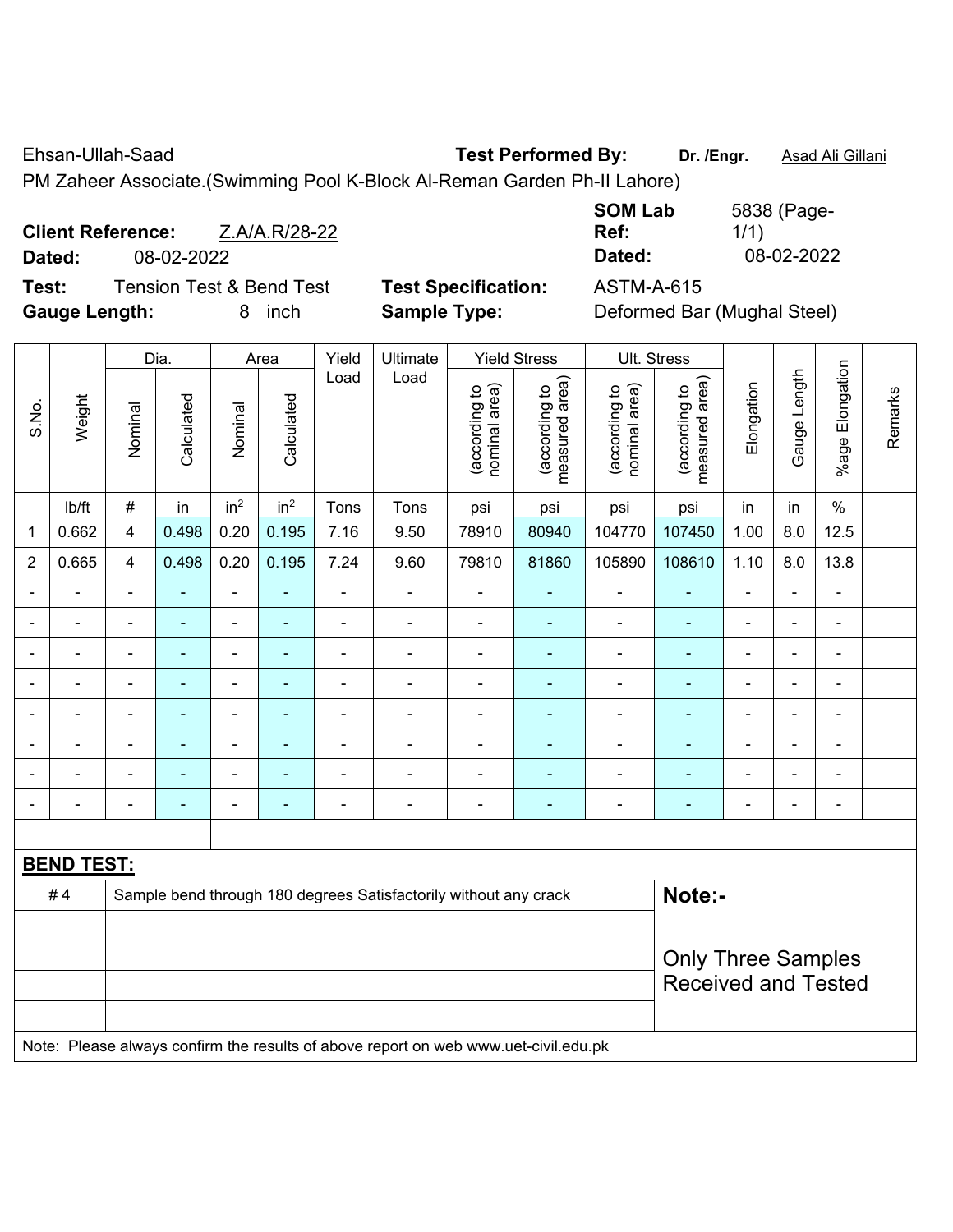Ehsan-Ullah-Saad **Test Performed By:** **Dr. /Engr.** Asad Ali Gillani

PM Zaheer Associate.(Swimming Pool K-Block Al-Reman Garden Ph-II Lahore)

**Client Reference:** Z.A/A.R/28-22 **SOM Lab Ref:** 5838 (Page-1/1)

**Dated:** 08-02-2022 **Dated:** 08-02-2022

**Test:** Tension Test & Bend Test **Test Specification:** ASTM-A-615

**Gauge Length:** 8 inch **Sample Type:** Deformed Bar (Mughal Steel)

| S.No. | Weight | Dia. | | Area | | Yield Load | Ultimate Load | Yield Stress | | Ult. Stress | | Elongation | Gauge Length | %age Elongation | Remarks |
|---|---|---|---|---|---|---|---|---|---|---|---|---|---|---|---|
| | | Nominal | Calculated | Nominal | Calculated | | | (according to nominal area) | (according to measured area) | (according to nominal area) | (according to measured area) | | | | |
| | lb/ft | # | in | $in^2$ | $in^2$ | Tons | Tons | psi | psi | psi | psi | in | in | % | |
| 1 | 0.662 | 4 | 0.498 | 0.20 | 0.195 | 7.16 | 9.50 | 78910 | 80940 | 104770 | 107450 | 1.00 | 8.0 | 12.5 | |
| 2 | 0.665 | 4 | 0.498 | 0.20 | 0.195 | 7.24 | 9.60 | 79810 | 81860 | 105890 | 108610 | 1.10 | 8.0 | 13.8 | |
| - | - | - | - | - | - | - | - | - | - | - | - | - | - | - | |
| - | - | - | - | - | - | - | - | - | - | - | - | - | - | - | |
| - | - | - | - | - | - | - | - | - | - | - | - | - | - | - | |
| - | - | - | - | - | - | - | - | - | - | - | - | - | - | - | |
| - | - | - | - | - | - | - | - | - | - | - | - | - | - | - | |
| - | - | - | - | - | - | - | - | - | - | - | - | - | - | - | |
| - | - | - | - | - | - | - | - | - | - | - | - | - | - | - | |
| - | - | - | - | - | - | - | - | - | - | - | - | - | - | - | |

**BEND TEST:**

| | |
|---|---|
| # 4 | Sample bend through 180 degrees Satisfactorily without any crack |

**Note:-**

Only Three Samples Received and Tested

Note: Please always confirm the results of above report on web www.uet-civil.edu.pk